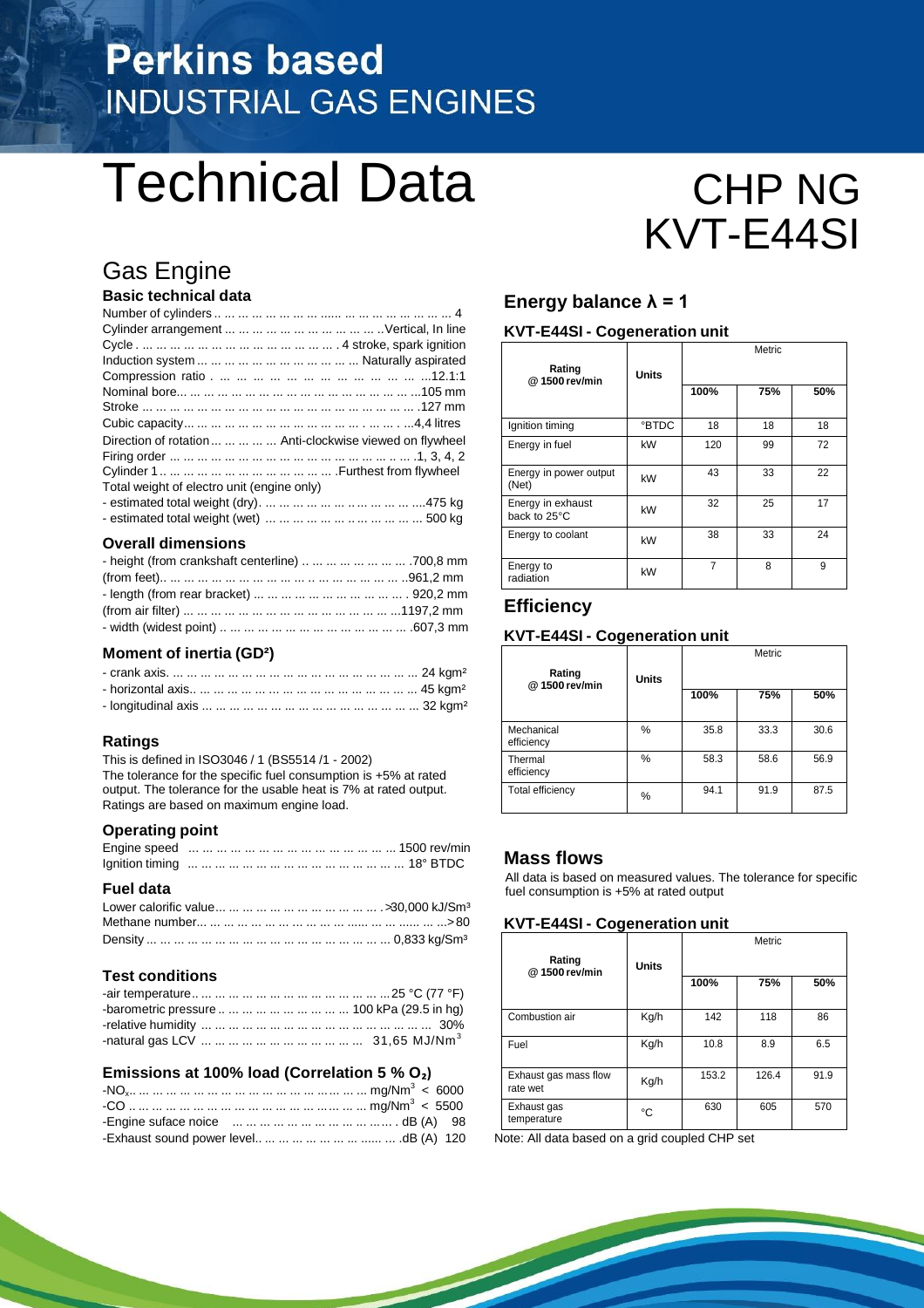# Perkins based
## INDUSTRIAL GAS ENGINES

# Technical Data

# CHP NG KVT-E44SI

## Gas Engine

### Basic technical data

Number of cylinders .. ... ... ... ... ... ... ... ...... ... ... ... ... ... ... ... ... 4
Cylinder arrangement ... ... ... ... ... ... ... ... ... ... ... ..Vertical, In line
Cycle . ... ... ... ... ... ... ... ... ... ... ... ... ... . 4 stroke, spark ignition
Induction system ... ... ... ... ... ... ... ... ... ... ... Naturally aspirated
Compression ratio . ... ... ... ... ... ... ... ... ... ... ... ... ...12.1:1
Nominal bore... ... ... ... ... ... ... ... ... ... ... ... ... ... ... ... ...105 mm
Stroke ... ... ... ... ... ... ... ... ... ... ... ... ... ... ... ... ... ... ... .127 mm
Cubic capacity... ... ... ... ... ... ... ... ... ... ... ... . ... ... . ...4,4 litres
Direction of rotation ... ... ... ... ... Anti-clockwise viewed on flywheel
Firing order ... ... ... ... ... ... ... ... ... ... ... ... ... ... ... .. ... .1, 3, 4, 2
Cylinder 1 .. ... ... ... ... ... ... ... ... ... ... ... .Furthest from flywheel
Total weight of electro unit (engine only)
- estimated total weight (dry). ... ... ... ... ... .. ... ... ... ... ....475 kg
- estimated total weight (wet) ... ... ... ... ... .. ... ... ... ... ... 500 kg

### Overall dimensions

- height (from crankshaft centerline) .. ... ... ... ... ... ... .700,8 mm
(from feet).. ... ... ... ... ... ... ... ... ... ... .. ... ... ... ... ... ..961,2 mm
- length (from rear bracket) ... ... ... ... ... ... ... ... ... ... . 920,2 mm
(from air filter) ... ... ... ... ... ... ... ... ... ... ... ... ... ... ...1197,2 mm
- width (widest point) .. ... ... ... ... ... ... ... ... ... ... ... ... .607,3 mm

### Moment of inertia (GD²)

- crank axis. ... ... ... ... ... ... ... ... ... ... ... ... ... ... ... ... 24 kgm²
- horizontal axis.. ... ... ... ... ... ... ... ... ... ... ... ... ... ... ... 45 kgm²
- longitudinal axis ... ... ... ... ... ... ... ... ... ... ... ... ... ... ... 32 kgm²

### Ratings

This is defined in ISO3046 / 1 (BS5514 /1 - 2002)
The tolerance for the specific fuel consumption is +5% at rated output. The tolerance for the usable heat is 7% at rated output. Ratings are based on maximum engine load.

### Operating point

Engine speed ... ... ... ... ... ... ... ... ... ... ... ... ... ... 1500 rev/min
Ignition timing ... ... ... ... ... ... ... ... ... ... ... ... ... ... ... 18° BTDC

### Fuel data

Lower calorific value... ... ... ... ... ... ... ... ... ... ... . >30,000 kJ/Sm³
Methane number... ... ... ... ... ... ... ... ... ... ...... ... ... ...... ... ...> 80
Density ... ... ... ... ... ... ... ... ... ... ... ... ... ... ... ... ... 0,833 kg/Sm³

### Test conditions

-air temperature.. ... ... ... ... ... ... ... ... ... ... ... ... ... 25 °C (77 °F)
-barometric pressure .. ... ... ... ... ... ... ... ... 100 kPa (29.5 in hg)
-relative humidity ... ... ... ... ... ... ... ... ... ... ... ... ... ... ... 30%
-natural gas LCV ... ... ... ... ... ... ... ... ... ... ... 31,65 MJ/Nm³

### Emissions at 100% load (Correlation 5 % $O_2$)

-$NO_x$.. ... ... ... ... ... ... ... ... ... ... ... ... ... ... ... ... mg/Nm³ < 6000
-CO .. ... ... ... ... ... ... ... ... ... ... ... ... ... ... ... ... mg/Nm³ < 5500
-Engine suface noice ... ... ... ... ... ... ... ... ... ... ... . dB (A) 98
-Exhaust sound power level.. ... ... ... ... ... ... ...... ... .dB (A) 120

## Energy balance λ = 1

### KVT-E44SI - Cogeneration unit

| Rating @ 1500 rev/min | Units | Metric | | |
|---|---|---|---|---|
| | | 100% | 75% | 50% |
| Ignition timing | °BTDC | 18 | 18 | 18 |
| Energy in fuel | kW | 120 | 99 | 72 |
| Energy in power output (Net) | kW | 43 | 33 | 22 |
| Energy in exhaust back to 25°C | kW | 32 | 25 | 17 |
| Energy to coolant | kW | 38 | 33 | 24 |
| Energy to radiation | kW | 7 | 8 | 9 |

## Efficiency

### KVT-E44SI - Cogeneration unit

| Rating @ 1500 rev/min | Units | Metric | | |
|---|---|---|---|---|
| | | 100% | 75% | 50% |
| Mechanical efficiency | % | 35.8 | 33.3 | 30.6 |
| Thermal efficiency | % | 58.3 | 58.6 | 56.9 |
| Total efficiency | % | 94.1 | 91.9 | 87.5 |

## Mass flows

All data is based on measured values. The tolerance for specific fuel consumption is +5% at rated output

### KVT-E44SI - Cogeneration unit

| Rating @ 1500 rev/min | Units | Metric | | |
|---|---|---|---|---|
| | | 100% | 75% | 50% |
| Combustion air | Kg/h | 142 | 118 | 86 |
| Fuel | Kg/h | 10.8 | 8.9 | 6.5 |
| Exhaust gas mass flow rate wet | Kg/h | 153.2 | 126.4 | 91.9 |
| Exhaust gas temperature | °C | 630 | 605 | 570 |

Note: All data based on a grid coupled CHP set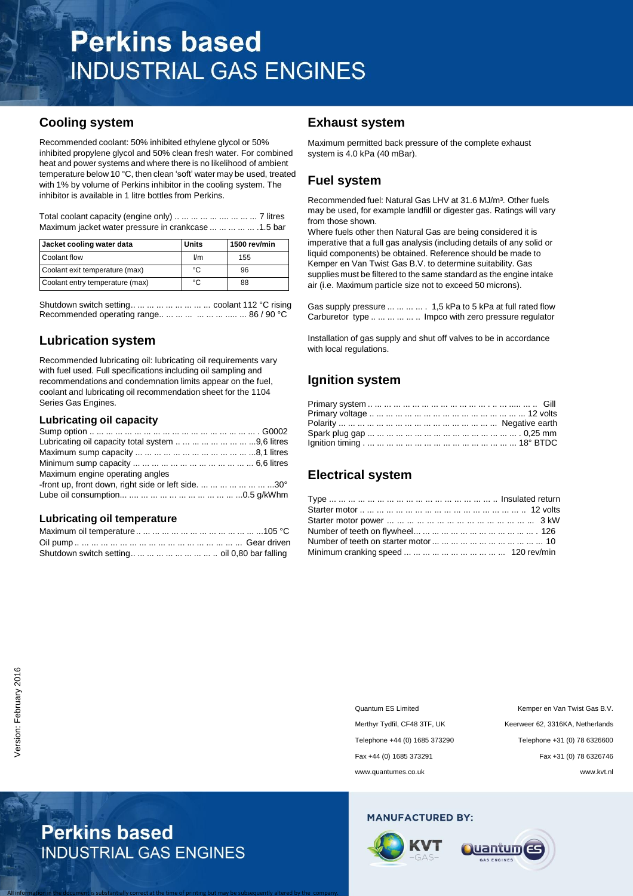# Perkins based
INDUSTRIAL GAS ENGINES

## Cooling system

Recommended coolant: 50% inhibited ethylene glycol or 50% inhibited propylene glycol and 50% clean fresh water. For combined heat and power systems and where there is no likelihood of ambient temperature below 10 °C, then clean 'soft' water may be used, treated with 1% by volume of Perkins inhibitor in the cooling system. The inhibitor is available in 1 litre bottles from Perkins.

Total coolant capacity (engine only) .. ... ... ... ... .... ... ... ... 7 litres
Maximum jacket water pressure in crankcase ... ... ... ... ... .1.5 bar

| Jacket cooling water data | Units | 1500 rev/min |
|---|---|---|
| Coolant flow | l/m | 155 |
| Coolant exit temperature (max) | °C | 96 |
| Coolant entry temperature (max) | °C | 88 |

Shutdown switch setting.. ... ... ... ... ... ... ... ... coolant 112 °C rising
Recommended operating range.. ... ... ... ... ... ... ..... ... 86 / 90 °C

## Lubrication system

Recommended lubricating oil: lubricating oil requirements vary with fuel used. Full specifications including oil sampling and recommendations and condemnation limits appear on the fuel, coolant and lubricating oil recommendation sheet for the 1104 Series Gas Engines.

### Lubricating oil capacity

Sump option .. ... ... ... ... ... ... ... ... ... ... ... ... ... ... ... ... . G0002
Lubricating oil capacity total system .. ... ... ... ... ... ... ... ...9,6 litres
Maximum sump capacity ... ... ... ... ... ... ... ... ... ... ... ... ...8,1 litres
Minimum sump capacity ... ... ... ... ... ... ... ... ... ... ... ... ... 6,6 litres
Maximum engine operating angles
-front up, front down, right side or left side. ... ... ... ... ... ... ...30°
Lube oil consumption... .... ... ... ... ... ... ... ... ... ... ...0.5 g/kWhm

### Lubricating oil temperature

Maximum oil temperature.. ... ... ... ... ... ... ... ... ... ... ... ...105 °C
Oil pump .. ... ... ... ... ... ... ... ... ... ... ... ... ... ... ... ... ... Gear driven
Shutdown switch setting.. ... ... ... ... ... ... ... ... .. oil 0,80 bar falling

## Exhaust system

Maximum permitted back pressure of the complete exhaust system is 4.0 kPa (40 mBar).

## Fuel system

Recommended fuel: Natural Gas LHV at 31.6 MJ/m³. Other fuels may be used, for example landfill or digester gas. Ratings will vary from those shown.
Where fuels other then Natural Gas are being considered it is imperative that a full gas analysis (including details of any solid or liquid components) be obtained. Reference should be made to Kemper en Van Twist Gas B.V. to determine suitability. Gas supplies must be filtered to the same standard as the engine intake air (i.e. Maximum particle size not to exceed 50 microns).

Gas supply pressure ... ... ... ... . 1,5 kPa to 5 kPa at full rated flow
Carburetor type .. ... ... ... ... .. Impco with zero pressure regulator

Installation of gas supply and shut off valves to be in accordance with local regulations.

## Ignition system

Primary system .. ... ... ... ... ... ... ... ... ... ... ... . .. ... ..... ... .. Gill
Primary voltage .. ... ... ... ... ... ... ... ... ... ... ... ... ... ... ... 12 volts
Polarity ... ... ... ... ... ... ... ... ... ... ... ... ... ... ... ... Negative earth
Spark plug gap ... ... ... ... ... ... ... ... ... ... ... ... ... ... ... . 0,25 mm
Ignition timing . ... ... ... ... ... ... ... ... ... ... ... ... ... ... ... 18° BTDC

## Electrical system

Type ... ... ... ... ... ... ... ... ... ... ... ... ... ... ... ... .. Insulated return
Starter motor .. ... ... ... ... ... ... ... ... ... ... ... ... ... ... ... .. 12 volts
Starter motor power ... ... ... ... ... ... ... ... ... ... ... ... ... ... 3 kW
Number of teeth on flywheel... ... ... ... ... ... ... ... ... ... ... ... . 126
Number of teeth on starter motor ... ... ... ... ... ... ... ... ... ... ... 10
Minimum cranking speed ... ... ... ... ... ... ... ... ... ... 120 rev/min

Version: February 2016

Quantum ES Limited
Merthyr Tydfil, CF48 3TF, UK
Telephone +44 (0) 1685 373290
Fax +44 (0) 1685 373291
www.quantumes.co.uk

Kemper en Van Twist Gas B.V.
Keerweer 62, 3316KA, Netherlands
Telephone +31 (0) 78 6326600
Fax +31 (0) 78 6326746
www.kvt.nl

**Perkins based**
INDUSTRIAL GAS ENGINES

MANUFACTURED BY:

KVT -GAS-

Quantum ES GAS ENGINES

All information in the document is substantially correct at the time of printing but may be subsequently altered by the company.